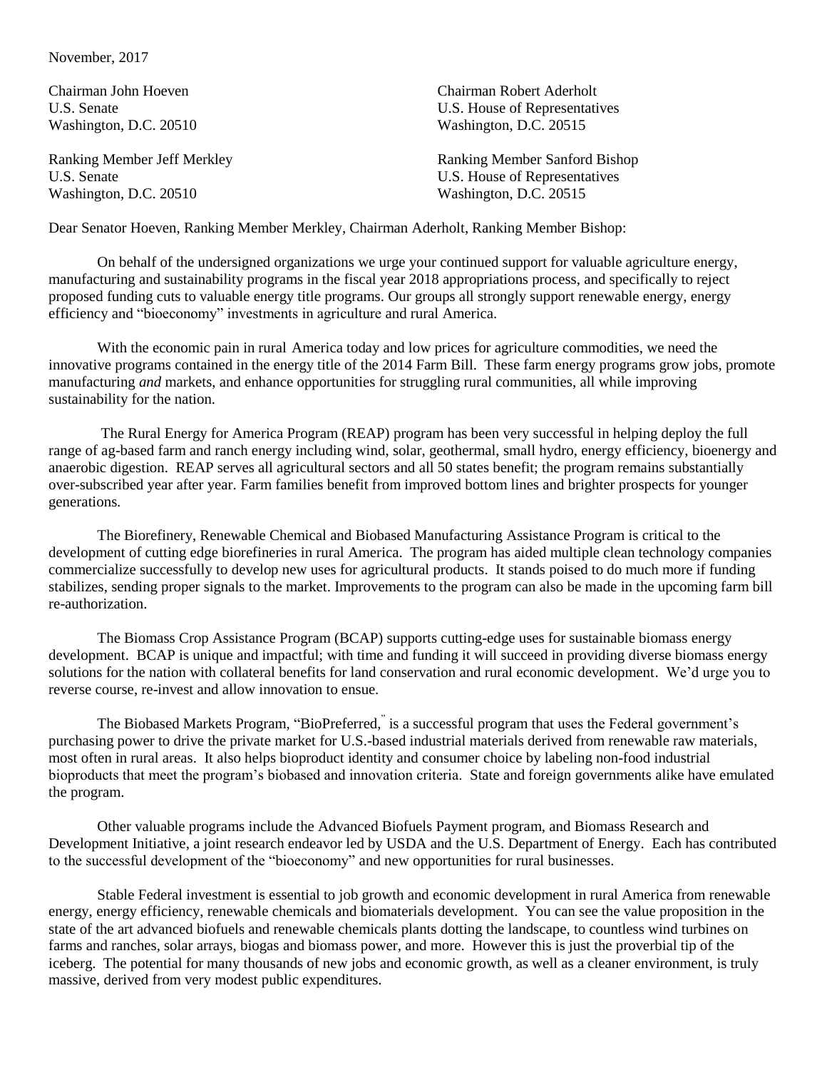November, 2017

Chairman John Hoeven
U.S. Senate
Washington, D.C. 20510

Chairman Robert Aderholt
U.S. House of Representatives
Washington, D.C. 20515

Ranking Member Jeff Merkley
U.S. Senate
Washington, D.C. 20510

Ranking Member Sanford Bishop
U.S. House of Representatives
Washington, D.C. 20515

Dear Senator Hoeven, Ranking Member Merkley, Chairman Aderholt, Ranking Member Bishop:

On behalf of the undersigned organizations we urge your continued support for valuable agriculture energy, manufacturing and sustainability programs in the fiscal year 2018 appropriations process, and specifically to reject proposed funding cuts to valuable energy title programs. Our groups all strongly support renewable energy, energy efficiency and "bioeconomy" investments in agriculture and rural America.

With the economic pain in rural America today and low prices for agriculture commodities, we need the innovative programs contained in the energy title of the 2014 Farm Bill. These farm energy programs grow jobs, promote manufacturing *and* markets, and enhance opportunities for struggling rural communities, all while improving sustainability for the nation.

The Rural Energy for America Program (REAP) program has been very successful in helping deploy the full range of ag-based farm and ranch energy including wind, solar, geothermal, small hydro, energy efficiency, bioenergy and anaerobic digestion. REAP serves all agricultural sectors and all 50 states benefit; the program remains substantially over-subscribed year after year. Farm families benefit from improved bottom lines and brighter prospects for younger generations.

The Biorefinery, Renewable Chemical and Biobased Manufacturing Assistance Program is critical to the development of cutting edge biorefineries in rural America. The program has aided multiple clean technology companies commercialize successfully to develop new uses for agricultural products. It stands poised to do much more if funding stabilizes, sending proper signals to the market. Improvements to the program can also be made in the upcoming farm bill re-authorization.

The Biomass Crop Assistance Program (BCAP) supports cutting-edge uses for sustainable biomass energy development. BCAP is unique and impactful; with time and funding it will succeed in providing diverse biomass energy solutions for the nation with collateral benefits for land conservation and rural economic development. We'd urge you to reverse course, re-invest and allow innovation to ensue.

The Biobased Markets Program, "BioPreferred," is a successful program that uses the Federal government's purchasing power to drive the private market for U.S.-based industrial materials derived from renewable raw materials, most often in rural areas. It also helps bioproduct identity and consumer choice by labeling non-food industrial bioproducts that meet the program's biobased and innovation criteria. State and foreign governments alike have emulated the program.

Other valuable programs include the Advanced Biofuels Payment program, and Biomass Research and Development Initiative, a joint research endeavor led by USDA and the U.S. Department of Energy. Each has contributed to the successful development of the "bioeconomy" and new opportunities for rural businesses.

Stable Federal investment is essential to job growth and economic development in rural America from renewable energy, energy efficiency, renewable chemicals and biomaterials development. You can see the value proposition in the state of the art advanced biofuels and renewable chemicals plants dotting the landscape, to countless wind turbines on farms and ranches, solar arrays, biogas and biomass power, and more. However this is just the proverbial tip of the iceberg. The potential for many thousands of new jobs and economic growth, as well as a cleaner environment, is truly massive, derived from very modest public expenditures.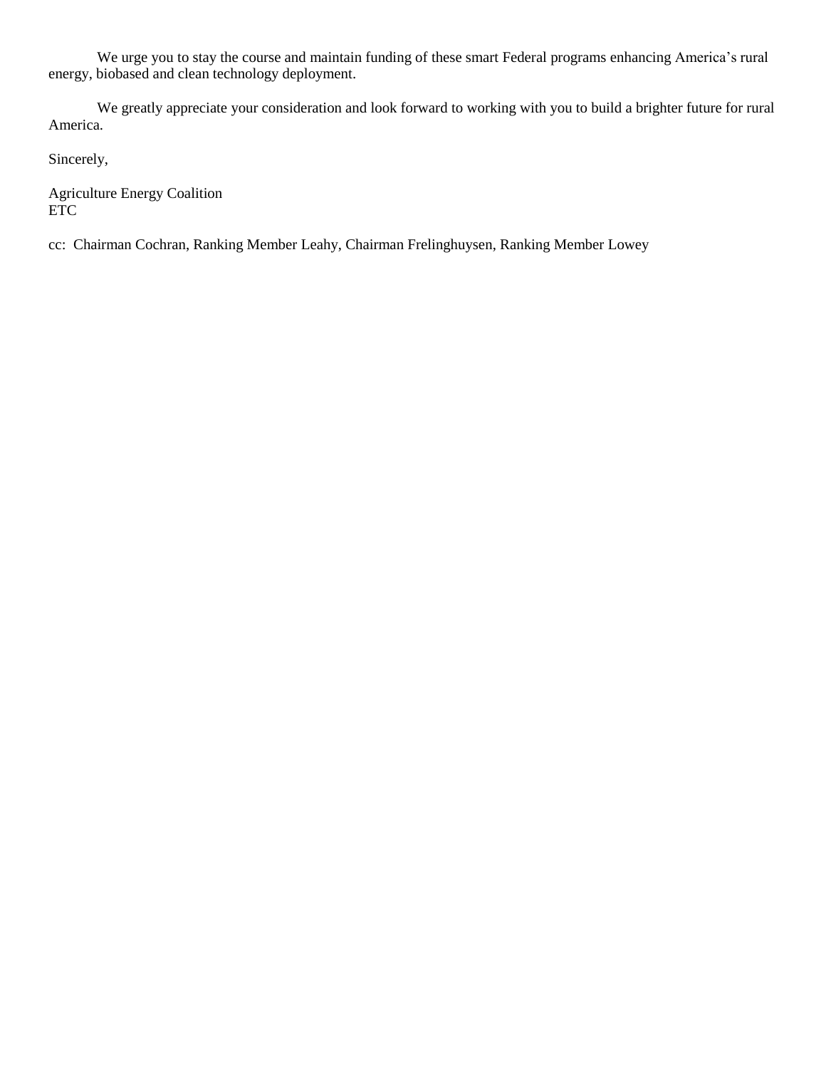We urge you to stay the course and maintain funding of these smart Federal programs enhancing America's rural energy, biobased and clean technology deployment.

We greatly appreciate your consideration and look forward to working with you to build a brighter future for rural America.

Sincerely,

Agriculture Energy Coalition  
ETC

cc: Chairman Cochran, Ranking Member Leahy, Chairman Frelinghuysen, Ranking Member Lowey